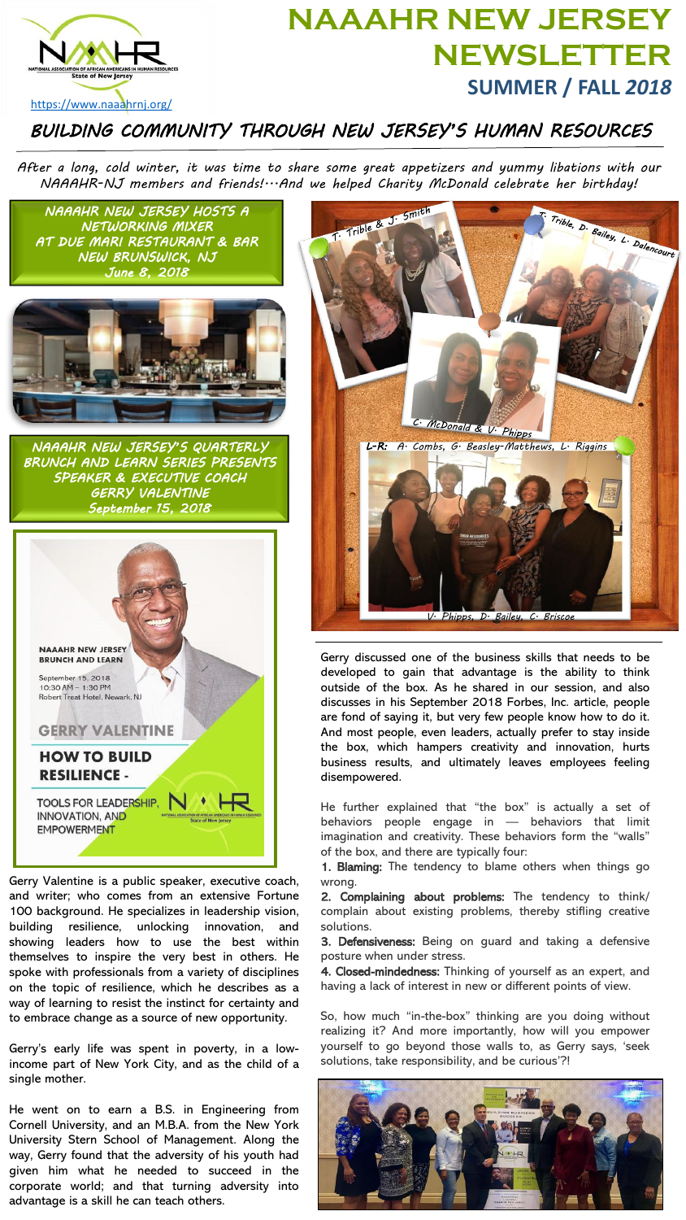# NAAAHR NEW JERSEY NEWSLETTER

## SUMMER / FALL *2018*

https://www.naaahrnj.org/

## *BUILDING COMMUNITY THROUGH NEW JERSEY'S HUMAN RESOURCES*

*After a long, cold winter, it was time to share some great appetizers and yummy libations with our NAAAHR-NJ members and friends!…And we helped Charity McDonald celebrate her birthday!*

### *NAAAHR NEW JERSEY HOSTS A NETWORKING MIXER AT DUE MARI RESTAURANT & BAR NEW BRUNSWICK, NJ June 8, 2018*

T. Trible & J. Smith

T. Trible, D. Bailey, L. Dalencourt

C. McDonald & V. Phipps

L-R: A. Combs, G. Beasley-Matthews, L. Riggins

V. Phipps, D. Bailey, C. Briscoe

### *NAAAHR NEW JERSEY'S QUARTERLY BRUNCH AND LEARN SERIES PRESENTS SPEAKER & EXECUTIVE COACH GERRY VALENTINE September 15, 2018*

NAAAHR NEW JERSEY BRUNCH AND LEARN

September 15, 2018
10:30 AM – 1:30 PM
Robert Treat Hotel, Newark, NJ

GERRY VALENTINE

HOW TO BUILD RESILIENCE -

TOOLS FOR LEADERSHIP, INNOVATION, AND EMPOWERMENT

Gerry Valentine is a public speaker, executive coach, and writer; who comes from an extensive Fortune 100 background. He specializes in leadership vision, building resilience, unlocking innovation, and showing leaders how to use the best within themselves to inspire the very best in others. He spoke with professionals from a variety of disciplines on the topic of resilience, which he describes as a way of learning to resist the instinct for certainty and to embrace change as a source of new opportunity.

Gerry's early life was spent in poverty, in a low-income part of New York City, and as the child of a single mother.

He went on to earn a B.S. in Engineering from Cornell University, and an M.B.A. from the New York University Stern School of Management. Along the way, Gerry found that the adversity of his youth had given him what he needed to succeed in the corporate world; and that turning adversity into advantage is a skill he can teach others.

Gerry discussed one of the business skills that needs to be developed to gain that advantage is the ability to think outside of the box. As he shared in our session, and also discusses in his September 2018 Forbes, Inc. article, people are fond of saying it, but very few people know how to do it. And most people, even leaders, actually prefer to stay inside the box, which hampers creativity and innovation, hurts business results, and ultimately leaves employees feeling disempowered.

He further explained that "the box" is actually a set of behaviors people engage in — behaviors that limit imagination and creativity. These behaviors form the "walls" of the box, and there are typically four:

1. **Blaming:** The tendency to blame others when things go wrong.
2. **Complaining about problems:** The tendency to think/ complain about existing problems, thereby stifling creative solutions.
3. **Defensiveness:** Being on guard and taking a defensive posture when under stress.
4. **Closed-mindedness:** Thinking of yourself as an expert, and having a lack of interest in new or different points of view.

So, how much "in-the-box" thinking are you doing without realizing it? And more importantly, how will you empower yourself to go beyond those walls to, as Gerry says, 'seek solutions, take responsibility, and be curious'?!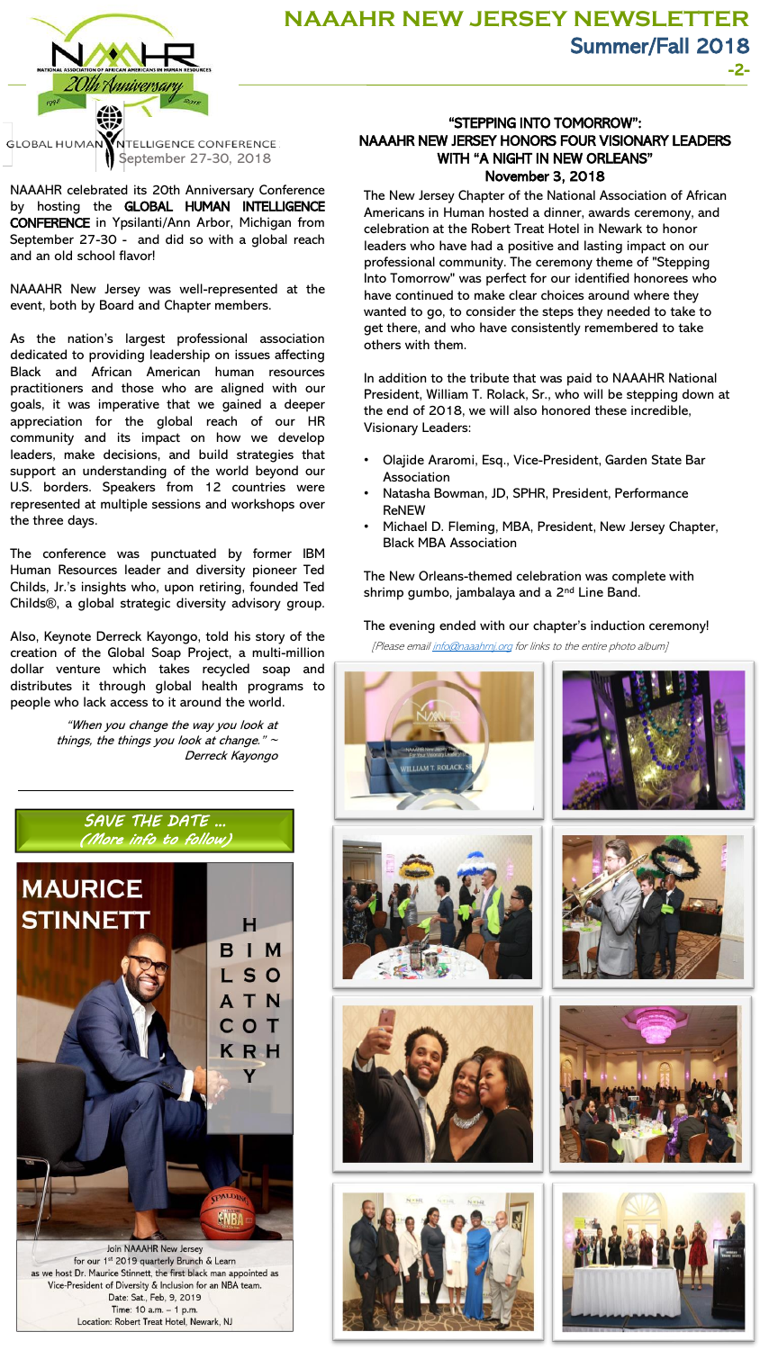# NAAAHR NEW JERSEY NEWSLETTER

## Summer/Fall 2018

GLOBAL HUMAN INTELLIGENCE CONFERENCE
September 27-30, 2018

NAAAHR celebrated its 20th Anniversary Conference by hosting the **GLOBAL HUMAN INTELLIGENCE CONFERENCE** in Ypsilanti/Ann Arbor, Michigan from September 27-30 - and did so with a global reach and an old school flavor!

NAAAHR New Jersey was well-represented at the event, both by Board and Chapter members.

As the nation's largest professional association dedicated to providing leadership on issues affecting Black and African American human resources practitioners and those who are aligned with our goals, it was imperative that we gained a deeper appreciation for the global reach of our HR community and its impact on how we develop leaders, make decisions, and build strategies that support an understanding of the world beyond our U.S. borders. Speakers from 12 countries were represented at multiple sessions and workshops over the three days.

The conference was punctuated by former IBM Human Resources leader and diversity pioneer Ted Childs, Jr.'s insights who, upon retiring, founded Ted Childs®, a global strategic diversity advisory group.

Also, Keynote Derreck Kayongo, told his story of the creation of the Global Soap Project, a multi-million dollar venture which takes recycled soap and distributes it through global health programs to people who lack access to it around the world.

*"When you change the way you look at things, the things you look at change." ~ Derreck Kayongo*

---

*SAVE THE DATE ... (More info to follow)*

**MAURICE STINNETT**

BLACK HISTORY MONTH

Join NAAAHR New Jersey for our 1st 2019 quarterly Brunch & Learn as we host Dr. Maurice Stinnett, the first black man appointed as Vice-President of Diversity & Inclusion for an NBA team.
Date: Sat., Feb. 9, 2019
Time: 10 a.m. – 1 p.m.
Location: Robert Treat Hotel, Newark, NJ

---

## "STEPPING INTO TOMORROW": NAAAHR NEW JERSEY HONORS FOUR VISIONARY LEADERS WITH "A NIGHT IN NEW ORLEANS"

**November 3, 2018**

The New Jersey Chapter of the National Association of African Americans in Human hosted a dinner, awards ceremony, and celebration at the Robert Treat Hotel in Newark to honor leaders who have had a positive and lasting impact on our professional community. The ceremony theme of "Stepping Into Tomorrow" was perfect for our identified honorees who have continued to make clear choices around where they wanted to go, to consider the steps they needed to take to get there, and who have consistently remembered to take others with them.

In addition to the tribute that was paid to NAAAHR National President, William T. Rolack, Sr., who will be stepping down at the end of 2018, we will also honored these incredible, Visionary Leaders:

- Olajide Araromi, Esq., Vice-President, Garden State Bar Association
- Natasha Bowman, JD, SPHR, President, Performance ReNEW
- Michael D. Fleming, MBA, President, New Jersey Chapter, Black MBA Association

The New Orleans-themed celebration was complete with shrimp gumbo, jambalaya and a 2nd Line Band.

The evening ended with our chapter's induction ceremony!

*[Please email info@naaahrnj.org for links to the entire photo album]*